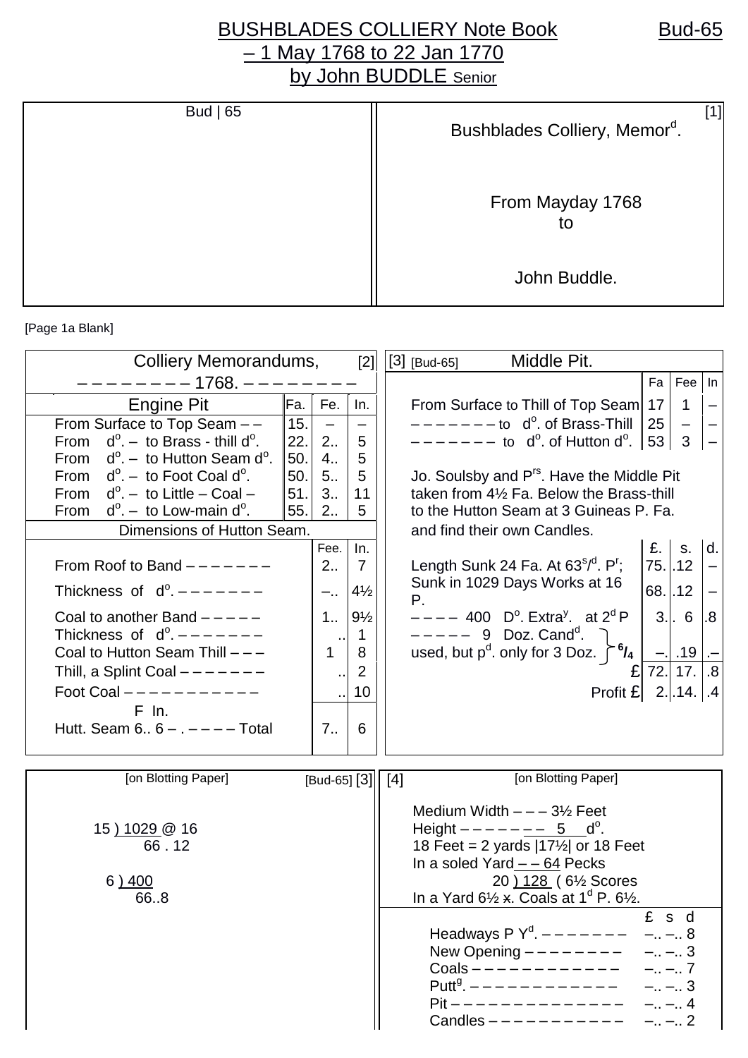# BUSHBLADES COLLIERY Note Book – 1 May 1768 to 22 Jan 1770 by John BUDDLE Senior

Bud-65

Bud | 65

[1]

Bushblades Colliery, Memor^d.

From Mayday 1768
to

John Buddle.

[Page 1a Blank]

[2]

## Colliery Memorandums,
– – – – – – – – – 1768. – – – – – – – – –

| Engine Pit | Fa. | Fe. | In. |
|---|---|---|---|
| From Surface to Top Seam – – | 15. | – | – |
| From d^o. – to Brass - thill d^o. | 22. | 2.. | 5 |
| From d^o. – to Hutton Seam d^o. | 50. | 4.. | 5 |
| From d^o. – to Foot Coal d^o. | 50. | 5.. | 5 |
| From d^o. – to Little – Coal – | 51. | 3.. | 11 |
| From d^o. – to Low-main d^o. | 55. | 2.. | 5 |

| Dimensions of Hutton Seam. | Fee. | In. |
|---|---|---|
| From Roof to Band – – – – – – – – | 2.. | 7 |
| Thickness of d^o. – – – – – – – – | –.. | 4½ |
| Coal to another Band – – – – – | 1.. | 9½ |
| Thickness of d^o. – – – – – – – – | .. | 1 |
| Coal to Hutton Seam Thill – – – | 1 | 8 |
| Thill, a Splint Coal – – – – – – – – | .. | 2 |
| Foot Coal – – – – – – – – – – – – | .. | 10 |
| F In. Hutt. Seam 6.. 6 – . – – – – Total | 7.. | 6 |

[3] [Bud-65]

## Middle Pit.

| | Fa | Fee | In |
|---|---|---|---|
| From Surface to Thill of Top Seam | 17 | 1 | – |
| – – – – – – – – to d^o. of Brass-Thill | 25 | – | – |
| – – – – – – – – to d^o. of Hutton d^o. | 53 | 3 | – |

Jo. Soulsby and P^rs. Have the Middle Pit taken from 4½ Fa. Below the Brass-thill to the Hutton Seam at 3 Guineas P. Fa. and find their own Candles.

| | £. | s. | d. |
|---|---|---|---|
| Length Sunk 24 Fa. At 63^s/^d. P^r; | 75. | .12 | – |
| Sunk in 1029 Days Works at 16 P. | 68. | .12 | – |
| – – – – 400 D^o. Extra^y. at 2^d P | 3. | . 6 | .8 |
| – – – – – 9 Doz. Cand^d. used, but p^d. only for 3 Doz. } 6/4 | –. | .19 | .– |
| £ | 72. | 17. | .8 |
| Profit £ | 2. | .14. | .4 |

[on Blotting Paper] [Bud-65] [3]

15 ) 1029 @ 16
66 . 12

6 ) 400
66..8

[4] [on Blotting Paper]

Medium Width – – – 3½ Feet
Height – – – – – – – – 5 d^o.
18 Feet = 2 yards |17½| or 18 Feet
In a soled Yard – – 64 Pecks
20 ) 128 ( 6½ Scores
In a Yard 6½ ~~x~~. Coals at 1^d P. 6½.

| | £ s d |
|---|---|
| Headways P Y^d. – – – – – – – – | –.. –.. 8 |
| New Opening – – – – – – – – – | –.. –.. 3 |
| Coals – – – – – – – – – – – – – | –.. –.. 7 |
| Putt^g. – – – – – – – – – – – – – | –.. –.. 3 |
| Pit – – – – – – – – – – – – – – – | –.. –.. 4 |
| Candles – – – – – – – – – – – – | –.. –.. 2 |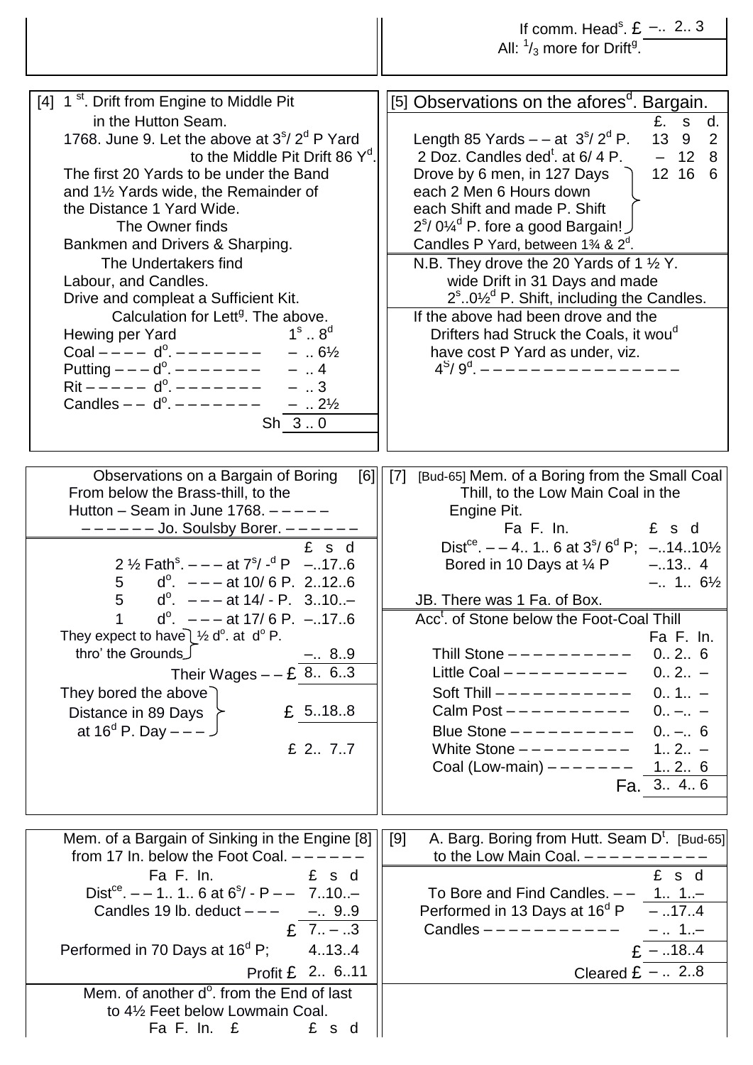If comm. Head[s]. £ –.. 2.. 3
All: $^{1}/_{3}$ more for Drift[g].

[4] 1[st]. Drift from Engine to Middle Pit in the Hutton Seam.

1768. June 9. Let the above at 3[s]/ 2[d] P Yard to the Middle Pit Drift 86 Y[d].

The first 20 Yards to be under the Band and 1½ Yards wide, the Remainder of the Distance 1 Yard Wide.

The Owner finds Bankmen and Drivers & Sharping.

The Undertakers find Labour, and Candles.

Drive and compleat a Sufficient Kit.

Calculation for Lett[g]. The above.

| | |
|---|---|
| Hewing per Yard | 1[s] .. 8[d] |
| Coal – – – – d[o]. – – – – – – – – | – .. 6½ |
| Putting – – – d[o]. – – – – – – – – | – .. 4 |
| Rit – – – – – d[o]. – – – – – – – – | – .. 3 |
| Candles – – d[o]. – – – – – – – – | – .. 2½ |
| Sh | 3 .. 0 |

[5] Observations on the afores[d]. Bargain.

| | £. | s | d. |
|---|---|---|---|
| Length 85 Yards – – at 3[s]/ 2[d] P. | 13 | 9 | 2 |
| 2 Doz. Candles ded[t]. at 6/ 4 P. | – | 12 | 8 |
| Drove by 6 men, in 127 Days each 2 Men 6 Hours down each Shift and made P. Shift 2[s]/ 0¼[d] P. fore a good Bargain! | 12 | 16 | 6 |
| Candles P Yard, between 1¾ & 2[d]. | | | |

N.B. They drove the 20 Yards of 1 ½ Y. wide Drift in 31 Days and made 2[s]..0½[d] P. Shift, including the Candles.

If the above had been drove and the Drifters had Struck the Coals, it wou[d] have cost P Yard as under, viz. 4[S]/ 9[d]. – – – – – – – – – – – – – – – – –

[6] Observations on a Bargain of Boring From below the Brass-thill, to the Hutton – Seam in June 1768. – – – – – – – – – – – – Jo. Soulsby Borer. – – – – – – –

| | £ s d |
|---|---|
| 2 ½ Fath[s]. – – – at 7[s]/ -[d] P | –..17..6 |
| 5 d[o]. – – – at 10/ 6 P. | 2..12..6 |
| 5 d[o]. – – – at 14/ - P. | 3..10..– |
| 1 d[o]. – – – at 17/ 6 P. | –..17..6 |
| They expect to have ½ d[o]. at d[o] P. thro' the Grounds | –.. 8..9 |
| Their Wages – – £ | 8.. 6..3 |
| They bored the above Distance in 89 Days at 16[d] P. Day – – – | £ 5..18..8 |
| | £ 2.. 7..7 |

[7] [Bud-65] Mem. of a Boring from the Small Coal Thill, to the Low Main Coal in the Engine Pit.

| | Fa F. In. | £ s d |
|---|---|---|
| Dist[ce]. – – | 4.. 1.. 6 at 3[s]/ 6[d] P; | –..14..10½ |
| Bored in 10 Days at ¼ P | | –..13.. 4 |
| | | –.. 1.. 6½ |

JB. There was 1 Fa. of Box.

Acc[t]. of Stone below the Foot-Coal Thill

| | Fa F. In. |
|---|---|
| Thill Stone – – – – – – – – – – – | 0.. 2.. 6 |
| Little Coal – – – – – – – – – – – | 0.. 2.. – |
| Soft Thill – – – – – – – – – – – – | 0.. 1.. – |
| Calm Post – – – – – – – – – – – | 0.. –.. – |
| Blue Stone – – – – – – – – – – – | 0.. –.. 6 |
| White Stone – – – – – – – – – – | 1.. 2.. – |
| Coal (Low-main) – – – – – – – – | 1.. 2.. 6 |
| Fa. | 3.. 4.. 6 |

[8] Mem. of a Bargain of Sinking in the Engine from 17 In. below the Foot Coal. – – – – – –

| | Fa F. In. | £ s d |
|---|---|---|
| Dist[ce]. – – | 1.. 1.. 6 at 6[s]/ - P – – | 7..10..– |
| Candles 19 lb. deduct – – – | | –.. 9..9 |
| | £ | 7.. – ..3 |
| Performed in 70 Days at 16[d] P; | | 4..13..4 |
| | Profit £ | 2.. 6..11 |

Mem. of another d[o]. from the End of last to 4½ Feet below Lowmain Coal.

Fa F. In. £ £ s d

[9] A. Barg. Boring from Hutt. Seam D[t]. [Bud-65] to the Low Main Coal. – – – – – – – – – – –

| | £ s d |
|---|---|
| To Bore and Find Candles. – – | 1.. 1..– |
| Performed in 13 Days at 16[d] P | – ..17..4 |
| Candles – – – – – – – – – – – – | – .. 1..– |
| £ | – ..18..4 |
| Cleared £ | – .. 2..8 |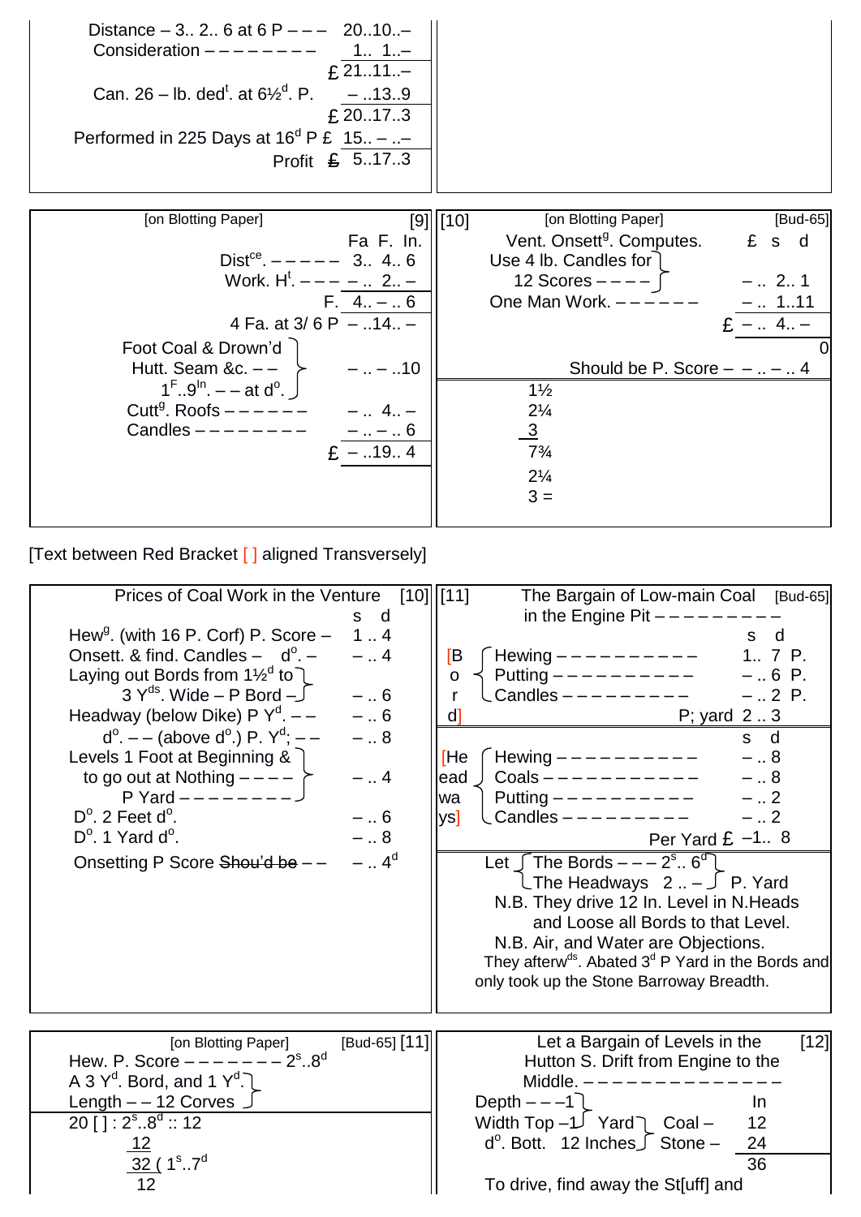Distance – 3.. 2.. 6 at 6 P – – – 20..10..–
Consideration – – – – – – – – 1.. 1..–

£ 21..11..–

Can. 26 – lb. ded$^{t}$. at 6½$^{d}$. P. – ..13..9

£ 20..17..3

Performed in 225 Days at 16$^{d}$ P £ 15.. – ..–

Profit £ 5..17..3

---

[on Blotting Paper] [9]

| | Fa F. In. |
|---|---|
| Dist$^{ce}$. – – – – – | 3.. 4.. 6 |
| Work. H$^{t}$. – – – – | .. 2.. – |
| F. | 4.. – .. 6 |
| 4 Fa. at 3/ 6 P | – ..14.. – |
| Foot Coal & Drown'd Hutt. Seam &c. – – 1$^{F}$..9$^{In}$. – – at d$^{o}$. | – .. – ..10 |
| Cutt$^{g}$. Roofs – – – – – – | – .. 4.. – |
| Candles – – – – – – – – | – .. – .. 6 |
| £ | – ..19.. 4 |

---

[10] [on Blotting Paper] [Bud-65]

| Vent. Onsett$^{g}$. Computes. | £ s d |
|---|---|
| Use 4 lb. Candles for 12 Scores – – – – | – .. 2.. 1 |
| One Man Work. – – – – – – | – .. 1..11 |
| £ | – .. 4.. – |
| | 0 |
| Should be P. Score – – .. – .. 4 | |

1½
2¼
3
7¾
2¼
3 =

---

[Text between Red Bracket [ ] aligned Transversely]

Prices of Coal Work in the Venture [10]

| | s d |
|---|---|
| Hew$^{g}$. (with 16 P. Corf) P. Score – | 1 .. 4 |
| Onsett. & find. Candles – d$^{o}$. – | – .. 4 |
| Laying out Bords from 1½$^{d}$ to 3 Y$^{ds}$. Wide – P Bord – | – .. 6 |
| Headway (below Dike) P Y$^{d}$. – – | – .. 6 |
| d$^{o}$. – – (above d$^{o}$.) P. Y$^{d}$; – – | – .. 8 |
| Levels 1 Foot at Beginning & to go out at Nothing – – – – P Yard – – – – – – – – | – .. 4 |
| D$^{o}$. 2 Feet d$^{o}$. | – .. 6 |
| D$^{o}$. 1 Yard d$^{o}$. | – .. 8 |
| Onsetting P Score ~~Shou'd be~~ – – | – .. 4$^{d}$ |

---

[11] The Bargain of Low-main Coal in the Engine Pit – – – – – – – – – [Bud-65]

| | | s d |
|---|---|---|
| [Bord] | Hewing – – – – – – – – – – | 1.. 7 P. |
| | Putting – – – – – – – – – – | – .. 6 P. |
| | Candles – – – – – – – – – | – .. 2 P. |
| | P; yard | 2 .. 3 |
| | | s d |
| [Headways] | Hewing – – – – – – – – – – | – .. 8 |
| | Coals – – – – – – – – – – – | – .. 8 |
| | Putting – – – – – – – – – – | – .. 2 |
| | Candles – – – – – – – – – | – .. 2 |
| | Per Yard £ | –1.. 8 |

Let { The Bords – – – 2$^{s}$.. 6$^{d}$ / The Headways 2 .. – } P. Yard

N.B. They drive 12 In. Level in N.Heads and Loose all Bords to that Level.

N.B. Air, and Water are Objections.

They afterw$^{ds}$. Abated 3$^{d}$ P Yard in the Bords and only took up the Stone Barroway Breadth.

---

[on Blotting Paper] [Bud-65] [11]

Hew. P. Score – – – – – – – 2$^{s}$..8$^{d}$

A 3 Y$^{d}$. Bord, and 1 Y$^{d}$. Length – – 12 Corves

20 [ ] : 2$^{s}$..8$^{d}$ :: 12
12
32 ( 1$^{s}$..7$^{d}$
12

---

Let a Bargain of Levels in the Hutton S. Drift from Engine to the Middle. – – – – – – – – – – – – – – [12]

| | | In |
|---|---|---|
| Depth – – –1 | | |
| Width Top –1 Yard | Coal – | 12 |
| d$^{o}$. Bott. 12 Inches | Stone – | 24 |
| | | 36 |

To drive, find away the St[uff] and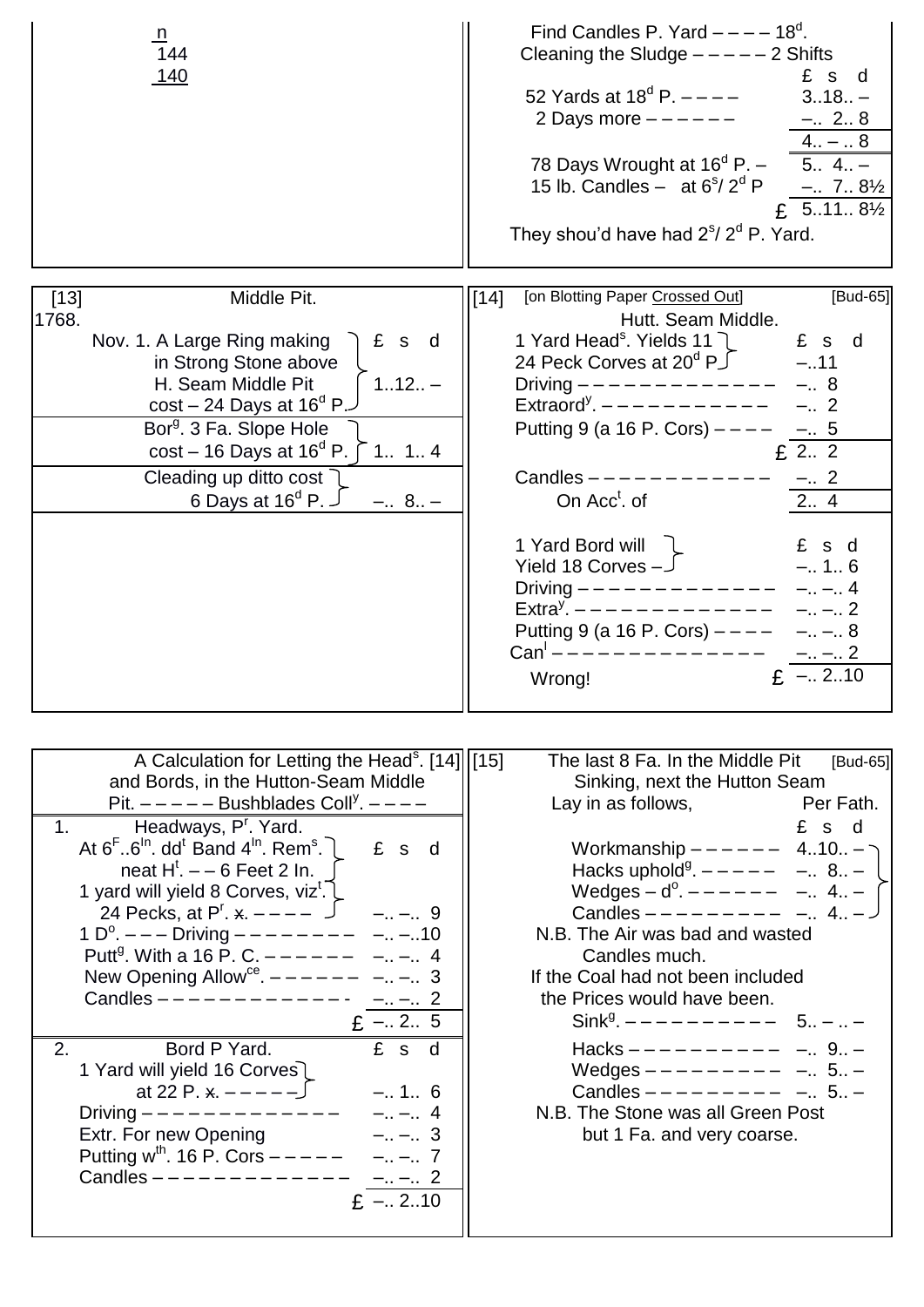n
144
140

Find Candles P. Yard – – – – 18d.
Cleaning the Sludge – – – – – 2 Shifts

| | £ s d |
|---|---|
| 52 Yards at 18d P. – – – – | 3..18.. – |
| 2 Days more – – – – – – | –.. 2.. 8 |
| | 4.. – .. 8 |
| 78 Days Wrought at 16d P. – | 5.. 4.. – |
| 15 lb. Candles – at 6s/ 2d P | –.. 7.. 8½ |
| £ | 5..11.. 8½ |

They shou'd have had 2s/ 2d P. Yard.

---

[13] Middle Pit.

1768.

| | £ s d |
|---|---|
| Nov. 1. A Large Ring making in Strong Stone above H. Seam Middle Pit cost – 24 Days at 16d P. | 1..12.. – |
| Borg. 3 Fa. Slope Hole cost – 16 Days at 16d P. | 1.. 1.. 4 |
| Cleading up ditto cost 6 Days at 16d P. | –.. 8.. – |

---

[14] [on Blotting Paper Crossed Out] [Bud-65]

Hutt. Seam Middle.

| | £ s d |
|---|---|
| 1 Yard Heads. Yields 11 24 Peck Corves at 20d P | –..11 |
| Driving – – – – – – – – – – – – – | –.. 8 |
| Extraordy. – – – – – – – – – – – – | –.. 2 |
| Putting 9 (a 16 P. Cors) – – – – | –.. 5 |
| £ | 2.. 2 |
| Candles – – – – – – – – – – – – – | –.. 2 |
| On Acct. of | 2.. 4 |

| | £ s d |
|---|---|
| 1 Yard Bord will Yield 18 Corves – | –.. 1.. 6 |
| Driving – – – – – – – – – – – – – – | –.. –.. 4 |
| Extray. – – – – – – – – – – – – – – | –.. –.. 2 |
| Putting 9 (a 16 P. Cors) – – – – | –.. –.. 8 |
| Canl – – – – – – – – – – – – – – – | –.. –.. 2 |
| Wrong! £ | –.. 2..10 |

---

A Calculation for Letting the Heads. [14] and Bords, in the Hutton-Seam Middle Pit. – – – – – Bushblades Colly. – – – –

1. Headways, Pr. Yard.

| | £ s d |
|---|---|
| At 6F..6In. ddt Band 4In. Rems. neat Ht. – – 6 Feet 2 In. 1 yard will yield 8 Corves, vizt. 24 Pecks, at Pr. ~~x~~. – – – – | –.. –.. 9 |
| 1 Do. – – – Driving – – – – – – – – – | –.. –..10 |
| Puttg. With a 16 P. C. – – – – – – – | –.. –.. 4 |
| New Opening Allowce. – – – – – – | –.. –.. 3 |
| Candles – – – – – – – – – – – – – - | –.. –.. 2 |
| £ | –.. 2.. 5 |

2. Bord P Yard.

| | £ s d |
|---|---|
| 1 Yard will yield 16 Corves at 22 P. ~~x~~. – – – – – | –.. 1.. 6 |
| Driving – – – – – – – – – – – – – – | –.. –.. 4 |
| Extr. For new Opening | –.. –.. 3 |
| Putting wth. 16 P. Cors – – – – – | –.. –.. 7 |
| Candles – – – – – – – – – – – – – – | –.. –.. 2 |
| £ | –.. 2..10 |

---

[15] The last 8 Fa. In the Middle Pit Sinking, next the Hutton Seam Lay in as follows, Per Fath. [Bud-65]

| | £ s d |
|---|---|
| Workmanship – – – – – – | 4..10.. – |
| Hacks upholdg. – – – – – – | –.. 8.. – |
| Wedges – do. – – – – – – – | –.. 4.. – |
| Candles – – – – – – – – – – | –.. 4.. – |

N.B. The Air was bad and wasted Candles much.

If the Coal had not been included the Prices would have been.

| | |
|---|---|
| Sinkg. – – – – – – – – – – – | 5.. – .. – |
| Hacks – – – – – – – – – – – | –.. 9.. – |
| Wedges – – – – – – – – – – | –.. 5.. – |
| Candles – – – – – – – – – – | –.. 5.. – |

N.B. The Stone was all Green Post but 1 Fa. and very coarse.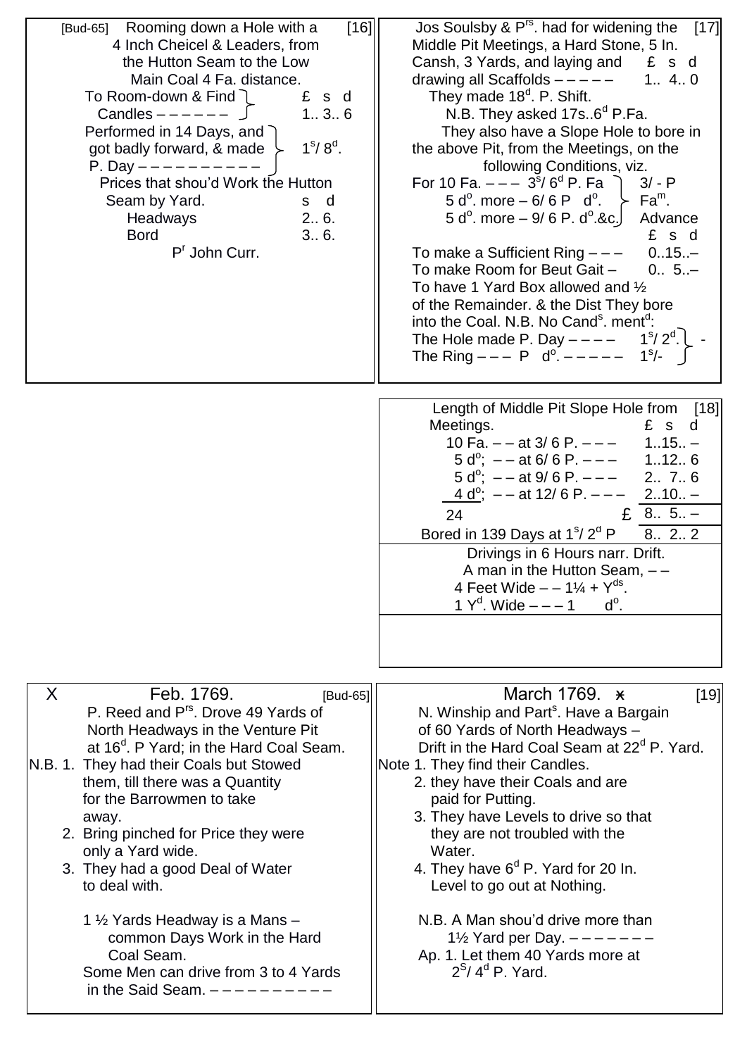[Bud-65] Rooming down a Hole with a 4 Inch Cheicel & Leaders, from the Hutton Seam to the Low Main Coal 4 Fa. distance. [16]

| | £ s d |
|---|---|
| To Room-down & Find Candles – – – – – – | 1.. 3.. 6 |
| Performed in 14 Days, and got badly forward, & made P. Day – – – – – – – – – – | 1s/ 8d. |

Prices that shou'd Work the Hutton Seam by Yard.

| | s d |
|---|---|
| Headways | 2.. 6. |
| Bord | 3.. 6. |

Pr John Curr.

---

Jos Soulsby & Prs. had for widening the Middle Pit Meetings, a Hard Stone, 5 In. Cansh, 3 Yards, and laying and drawing all Scaffolds – – – – – £ s d 1.. 4.. 0 [17]

They made 18d. P. Shift.

N.B. They asked 17s..6d P.Fa.

They also have a Slope Hole to bore in the above Pit, from the Meetings, on the following Conditions, viz.

For 10 Fa. – – – 3s/ 6d P. Fa
5 do. more – 6/ 6 P do.
5 do. more – 9/ 6 P. do.&c. } 3/ - P Fam. Advance

| | £ s d |
|---|---|
| To make a Sufficient Ring – – – | 0..15..– |
| To make Room for Beut Gait – | 0.. 5..– |

To have 1 Yard Box allowed and ½ of the Remainder. & the Dist They bore into the Coal. N.B. No Cands. mentd:

The Hole made P. Day – – – – 1s/ 2d.
The Ring – – – P do. – – – – – – 1s/-

---

Length of Middle Pit Slope Hole from Meetings. [18]

| | £ s d |
|---|---|
| 10 Fa. – – at 3/ 6 P. – – – | 1..15.. – |
| 5 do; – – at 6/ 6 P. – – – | 1..12.. 6 |
| 5 do; – – at 9/ 6 P. – – – | 2.. 7.. 6 |
| 4 do; – – at 12/ 6 P. – – – | 2..10.. – |
| 24 £ | 8.. 5.. – |
| Bored in 139 Days at 1s/ 2d P | 8.. 2.. 2 |

Drivings in 6 Hours narr. Drift.
A man in the Hutton Seam, – –
4 Feet Wide – – 1¼ + Yds.
1 Yd. Wide – – – 1 do.

---

X Feb. 1769. [Bud-65]

P. Reed and Prs. Drove 49 Yards of North Headways in the Venture Pit at 16d. P Yard; in the Hard Coal Seam.

N.B. 1. They had their Coals but Stowed them, till there was a Quantity for the Barrowmen to take away.
2. Bring pinched for Price they were only a Yard wide.
3. They had a good Deal of Water to deal with.

1 ½ Yards Headway is a Mans – common Days Work in the Hard Coal Seam.
Some Men can drive from 3 to 4 Yards in the Said Seam. – – – – – – – – – – –

---

March 1769. ~~x~~ [19]

N. Winship and Parts. Have a Bargain of 60 Yards of North Headways – Drift in the Hard Coal Seam at 22d P. Yard.

Note 1. They find their Candles.
2. they have their Coals and are paid for Putting.
3. They have Levels to drive so that they are not troubled with the Water.
4. They have 6d P. Yard for 20 In. Level to go out at Nothing.

N.B. A Man shou'd drive more than 1½ Yard per Day. – – – – – – – –

Ap. 1. Let them 40 Yards more at 2S/ 4d P. Yard.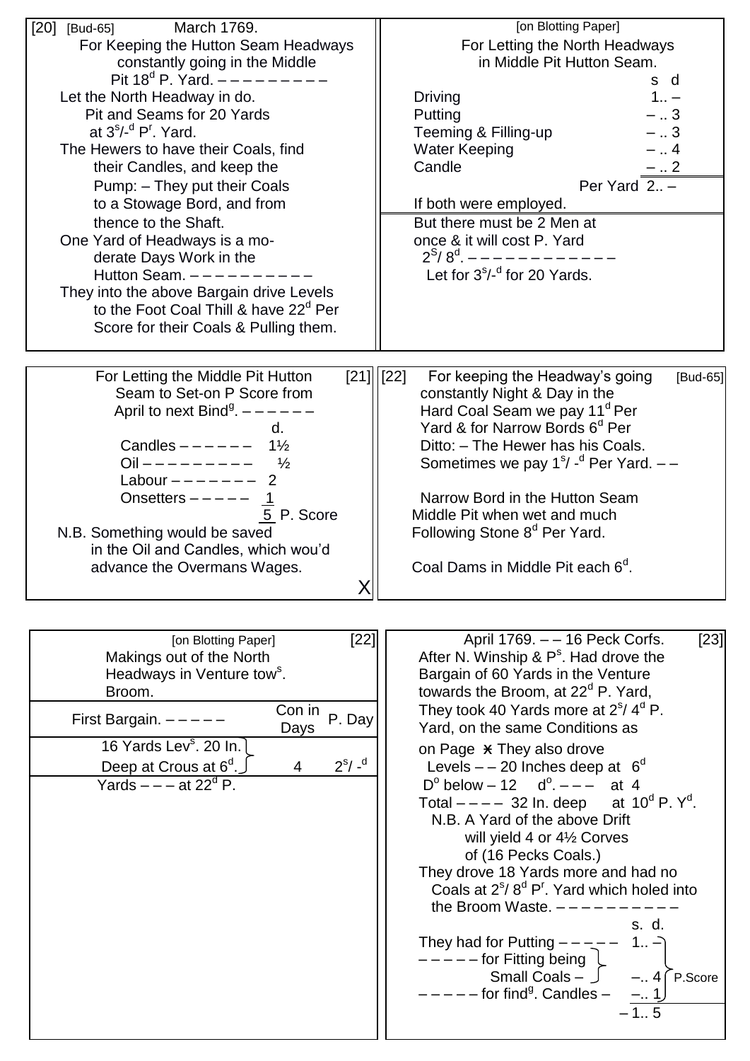[20] [Bud-65] March 1769.

For Keeping the Hutton Seam Headways constantly going in the Middle Pit 18[d] P. Yard. – – – – – – – – – –

Let the North Headway in do. Pit and Seams for 20 Yards at 3[s]/-[d] P[r]. Yard.

The Hewers to have their Coals, find their Candles, and keep the Pump: – They put their Coals to a Stowage Bord, and from thence to the Shaft.

One Yard of Headways is a moderate Days Work in the Hutton Seam. – – – – – – – – – – –

They into the above Bargain drive Levels to the Foot Coal Thill & have 22[d] Per Score for their Coals & Pulling them.

[on Blotting Paper]

For Letting the North Headways in Middle Pit Hutton Seam.

| | s | d |
|---|---|---|
| Driving | 1.. | – |
| Putting | – .. | 3 |
| Teeming & Filling-up | – .. | 3 |
| Water Keeping | – .. | 4 |
| Candle | – .. | 2 |
| Per Yard | 2.. | – |

If both were employed.

But there must be 2 Men at once & it will cost P. Yard 2[S]/ 8[d]. – – – – – – – – – – – – –

Let for 3[s]/-[d] for 20 Yards.

For Letting the Middle Pit Hutton Seam to Set-on P Score from April to next Bind[g]. – – – – – – [21]

| | d. |
|---|---|
| Candles – – – – – – | 1½ |
| Oil – – – – – – – – – – | ½ |
| Labour – – – – – – – | 2 |
| Onsetters – – – – – | 1 |
| | 5 P. Score |

N.B. Something would be saved in the Oil and Candles, which wou'd advance the Overmans Wages.

X

[22] For keeping the Headway's going constantly Night & Day in the Hard Coal Seam we pay 11[d] Per Yard & for Narrow Bords 6[d] Per Ditto: – The Hewer has his Coals. Sometimes we pay 1[s]/ -[d] Per Yard. – – [Bud-65]

Narrow Bord in the Hutton Seam Middle Pit when wet and much Following Stone 8[d] Per Yard.

Coal Dams in Middle Pit each 6[d].

[on Blotting Paper] [22]

Makings out of the North Headways in Venture tow[s]. Broom.

| First Bargain. – – – – – | Con in Days | P. Day |
|---|---|---|
| 16 Yards Lev[s]. 20 In. Deep at Crous at 6[d]. | 4 | 2[s]/ -[d] |
| Yards – – – at 22[d] P. | | |

April 1769. – – 16 Peck Corfs. [23]

After N. Winship & P[s]. Had drove the Bargain of 60 Yards in the Venture towards the Broom, at 22[d] P. Yard, They took 40 Yards more at 2[s]/ 4[d] P. Yard, on the same Conditions as on Page ✗ They also drove

Levels – – 20 Inches deep at 6[d]
D[o] below – 12 d[o]. – – – at 4
Total – – – – 32 In. deep at 10[d] P. Y[d].

N.B. A Yard of the above Drift will yield 4 or 4½ Corves of (16 Pecks Coals.)

They drove 18 Yards more and had no Coals at 2[s]/ 8[d] P[r]. Yard which holed into the Broom Waste. – – – – – – – – – – –

| | s. | d. | |
|---|---|---|---|
| They had for Putting – – – – – | 1.. | – | P.Score |
| – – – – – for Fitting being Small Coals – | –.. | 4 | |
| – – – – – for find[g]. Candles – | –.. | 1 | |
| | – 1.. | 5 | |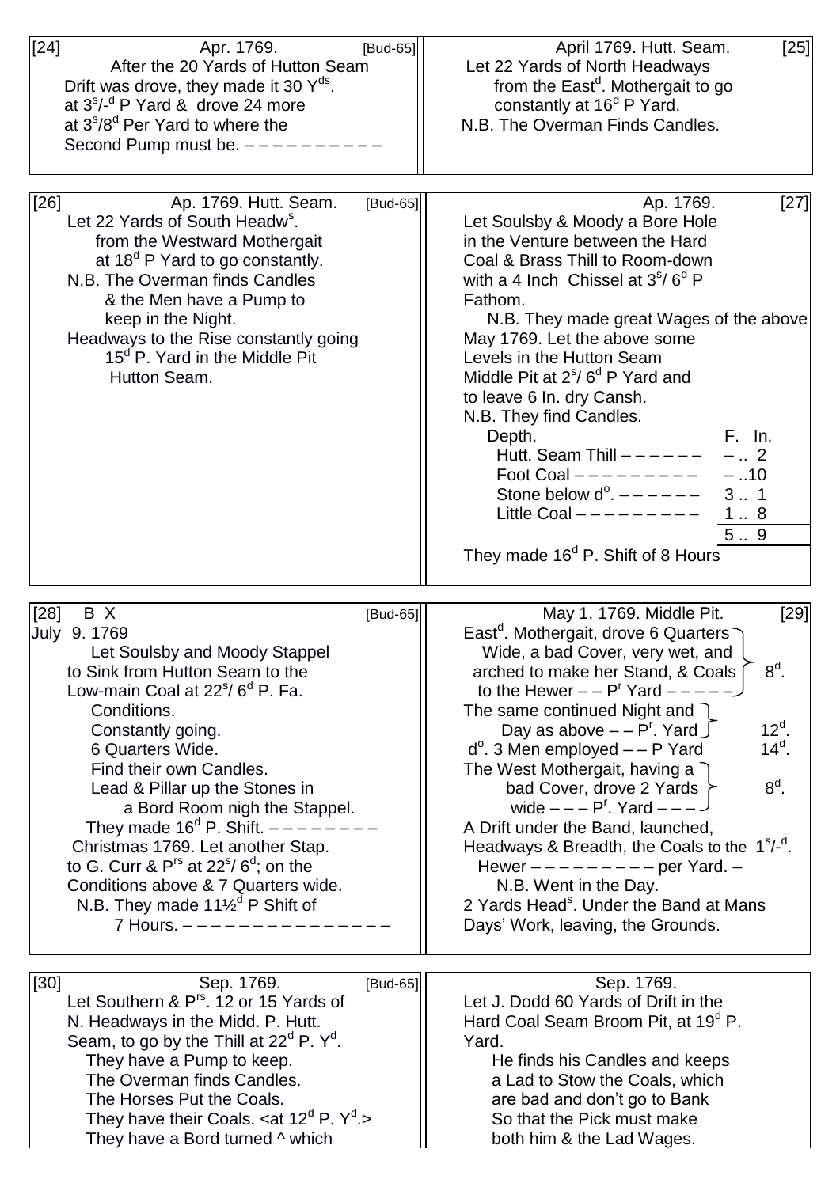[24] Apr. 1769. [Bud-65]

After the 20 Yards of Hutton Seam Drift was drove, they made it 30 $Y^{ds}$. at $3^s$/-$^d$ P Yard & drove 24 more at $3^s$/$8^d$ Per Yard to where the Second Pump must be. – – – – – – – – – – –

[25] April 1769. Hutt. Seam.

Let 22 Yards of North Headways from the $East^d$. Mothergait to go constantly at $16^d$ P Yard.

N.B. The Overman Finds Candles.

[26] Ap. 1769. Hutt. Seam. [Bud-65]

Let 22 Yards of South $Headw^s$. from the Westward Mothergait at $18^d$ P Yard to go constantly.

N.B. The Overman finds Candles & the Men have a Pump to keep in the Night.

Headways to the Rise constantly going $15^d$ P. Yard in the Middle Pit Hutton Seam.

[27] Ap. 1769.

Let Soulsby & Moody a Bore Hole in the Venture between the Hard Coal & Brass Thill to Room-down with a 4 Inch Chissel at $3^s$/ $6^d$ P Fathom.

N.B. They made great Wages of the above

May 1769. Let the above some Levels in the Hutton Seam Middle Pit at $2^s$/ $6^d$ P Yard and to leave 6 In. dry Cansh.

N.B. They find Candles.

| Depth. | F. In. |
|---|---|
| Hutt. Seam Thill – – – – – – | – .. 2 |
| Foot Coal – – – – – – – – – – | – ..10 |
| Stone below $d^o$. – – – – – – – | 3 .. 1 |
| Little Coal – – – – – – – – – – | 1 .. 8 |
| | 5 .. 9 |

They made $16^d$ P. Shift of 8 Hours

[28] B X [Bud-65]

July 9. 1769

Let Soulsby and Moody Stappel to Sink from Hutton Seam to the Low-main Coal at $22^s$/ $6^d$ P. Fa.

Conditions.

Constantly going.

6 Quarters Wide.

Find their own Candles.

Lead & Pillar up the Stones in a Bord Room nigh the Stappel.

They made $16^d$ P. Shift. – – – – – – – – –

Christmas 1769. Let another Stap. to G. Curr & $P^{rs}$ at $22^s$/ $6^d$; on the Conditions above & 7 Quarters wide.

N.B. They made 11½$^d$ P Shift of 7 Hours. – – – – – – – – – – – – – – – –

[29] May 1. 1769. Middle Pit.

| | |
|---|---|
| $East^d$. Mothergait, drove 6 Quarters Wide, a bad Cover, very wet, and arched to make her Stand, & Coals to the Hewer – – $P^r$ Yard – – – – – | $8^d$. |
| The same continued Night and Day as above – – $P^r$. Yard | $12^d$. |
| $d^o$. 3 Men employed – – P Yard | $14^d$. |
| The West Mothergait, having a bad Cover, drove 2 Yards wide – – – $P^r$. Yard – – – | $8^d$. |

A Drift under the Band, launched, Headways & Breadth, the Coals to the $1^s$/-$^d$. Hewer – – – – – – – – – – per Yard. –

N.B. Went in the Day.

2 Yards $Head^s$. Under the Band at Mans Days' Work, leaving, the Grounds.

[30] Sep. 1769. [Bud-65]

Let Southern & $P^{rs}$. 12 or 15 Yards of N. Headways in the Midd. P. Hutt. Seam, to go by the Thill at $22^d$ P. $Y^d$.

They have a Pump to keep.

The Overman finds Candles.

The Horses Put the Coals.

They have their Coals. <at $12^d$ P. $Y^d$.>

They have a Bord turned ^ which

Sep. 1769.

Let J. Dodd 60 Yards of Drift in the Hard Coal Seam Broom Pit, at $19^d$ P. Yard.

He finds his Candles and keeps a Lad to Stow the Coals, which are bad and don't go to Bank So that the Pick must make both him & the Lad Wages.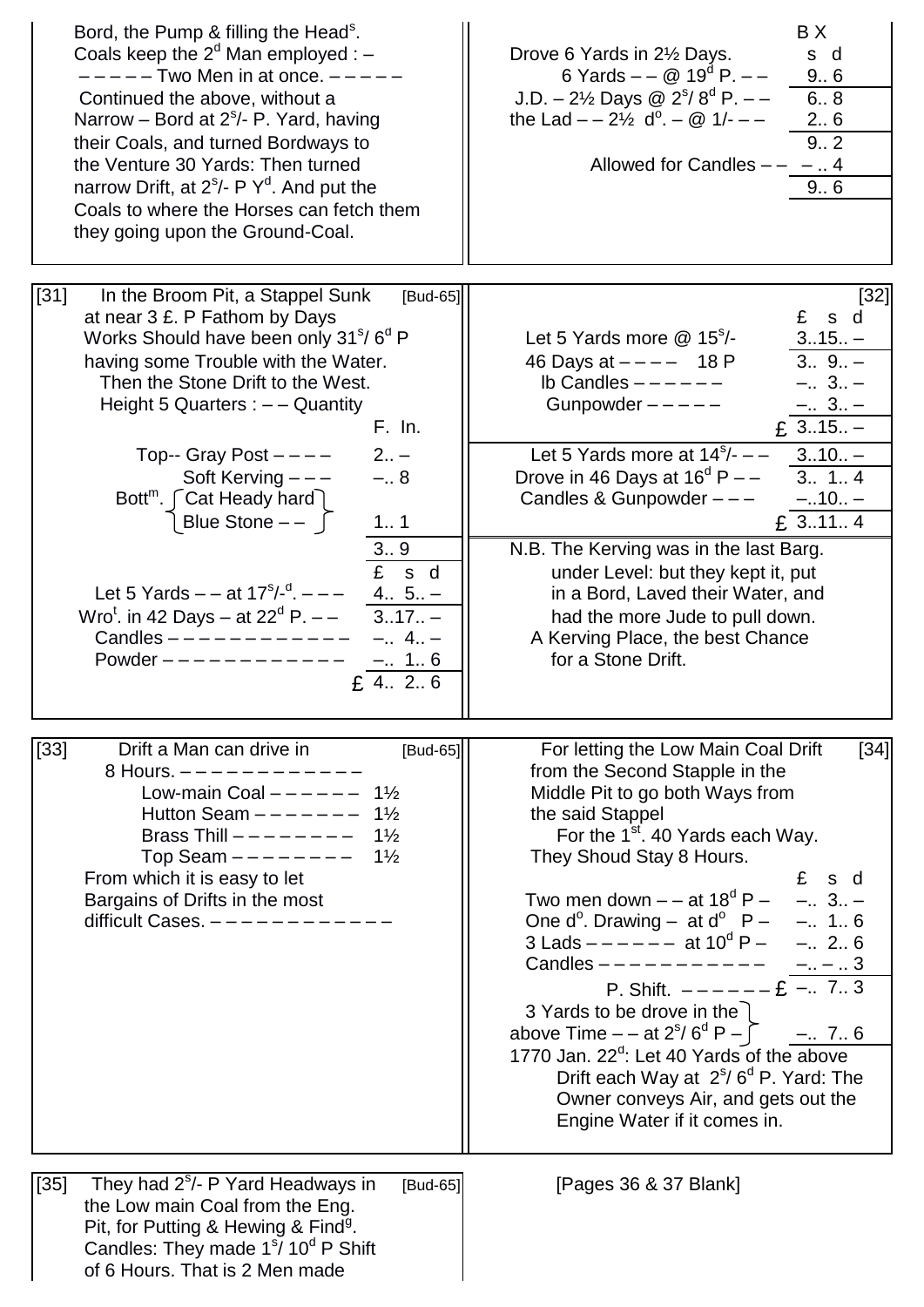Bord, the Pump & filling the Head$^{s}$.
Coals keep the 2$^{d}$ Man employed : –
– – – – – Two Men in at once. – – – – –
Continued the above, without a Narrow – Bord at 2$^{s}$/- P. Yard, having their Coals, and turned Bordways to the Venture 30 Yards: Then turned narrow Drift, at 2$^{s}$/- P Y$^{d}$. And put the Coals to where the Horses can fetch them they going upon the Ground-Coal.

| | B X s d |
|---|---|
| Drove 6 Yards in 2½ Days. | |
| 6 Yards – – @ 19$^{d}$ P. – – | 9.. 6 |
| J.D. – 2½ Days @ 2$^{s}$/ 8$^{d}$ P. – – | 6.. 8 |
| the Lad – – 2½ d$^{o}$. – @ 1/- – – | 2.. 6 |
| | 9.. 2 |
| Allowed for Candles – – | – .. 4 |
| | 9.. 6 |

---

[31] In the Broom Pit, a Stappel Sunk at near 3 £. P Fathom by Days Works Should have been only 31$^{s}$/ 6$^{d}$ P having some Trouble with the Water. [Bud-65]
Then the Stone Drift to the West.
Height 5 Quarters : – – Quantity

| | F. In. |
|---|---|
| Top-- Gray Post – – – – | 2.. – |
| Soft Kerving – – – | –.. 8 |
| Bott$^{m}$. { Cat Heady hard / Blue Stone – – } | 1.. 1 |
| | 3.. 9 |

| | £ s d |
|---|---|
| Let 5 Yards – – at 17$^{s}$/-$^{d}$. – – – | 4.. 5.. – |
| Wro$^{t}$. in 42 Days – at 22$^{d}$ P. – – | 3..17.. – |
| Candles – – – – – – – – – – – – | –.. 4.. – |
| Powder – – – – – – – – – – – – | –.. 1.. 6 |
| | £ 4.. 2.. 6 |

[32]

| | £ s d |
|---|---|
| Let 5 Yards more @ 15$^{s}$/- | 3..15.. – |
| 46 Days at – – – – 18 P | 3.. 9.. – |
| lb Candles – – – – – – | –.. 3.. – |
| Gunpowder – – – – – | –.. 3.. – |
| | £ 3..15.. – |
| Let 5 Yards more at 14$^{s}$/- – – | 3..10.. – |
| Drove in 46 Days at 16$^{d}$ P – – | 3.. 1.. 4 |
| Candles & Gunpowder – – – | –..10.. – |
| | £ 3..11.. 4 |

N.B. The Kerving was in the last Barg. under Level: but they kept it, put in a Bord, Laved their Water, and had the more Jude to pull down.
A Kerving Place, the best Chance for a Stone Drift.

---

[33] Drift a Man can drive in 8 Hours. – – – – – – – – – – – – – [Bud-65]

| | |
|---|---|
| Low-main Coal – – – – – – | 1½ |
| Hutton Seam – – – – – – – | 1½ |
| Brass Thill – – – – – – – – | 1½ |
| Top Seam – – – – – – – – | 1½ |

From which it is easy to let Bargains of Drifts in the most difficult Cases. – – – – – – – – – – – – –

[34] For letting the Low Main Coal Drift from the Second Stapple in the Middle Pit to go both Ways from the said Stappel
For the 1$^{st}$. 40 Yards each Way.
They Shoud Stay 8 Hours.

| | £ s d |
|---|---|
| Two men down – – at 18$^{d}$ P – | –.. 3.. – |
| One d$^{o}$. Drawing – at d$^{o}$ P – | –.. 1.. 6 |
| 3 Lads – – – – – – at 10$^{d}$ P – | –.. 2.. 6 |
| Candles – – – – – – – – – – – | –.. – .. 3 |
| P. Shift. – – – – – – £ | –.. 7.. 3 |
| 3 Yards to be drove in the above Time – – at 2$^{s}$/ 6$^{d}$ P – | –.. 7.. 6 |

1770 Jan. 22$^{d}$: Let 40 Yards of the above Drift each Way at 2$^{s}$/ 6$^{d}$ P. Yard: The Owner conveys Air, and gets out the Engine Water if it comes in.

---

[35] They had 2$^{s}$/- P Yard Headways in the Low main Coal from the Eng. Pit, for Putting & Hewing & Find$^{g}$. Candles: They made 1$^{s}$/ 10$^{d}$ P Shift of 6 Hours. That is 2 Men made [Bud-65]

[Pages 36 & 37 Blank]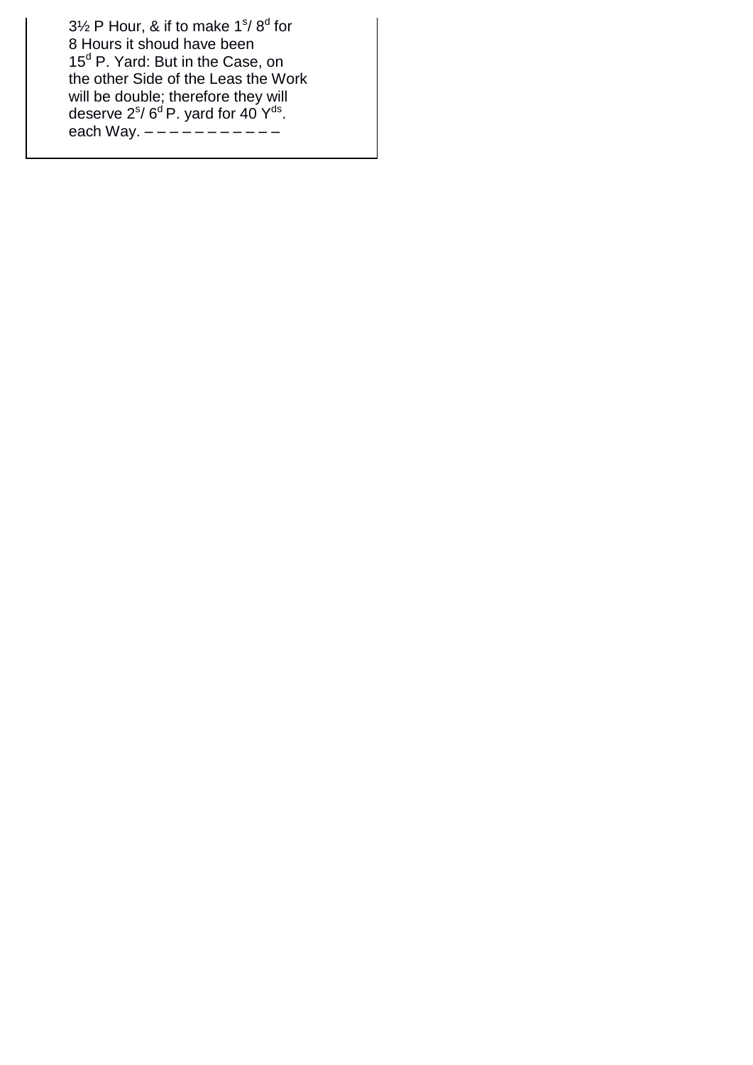3½ P Hour, & if to make 1$^{s}$/ 8$^{d}$ for
8 Hours it shoud have been
15$^{d}$ P. Yard: But in the Case, on
the other Side of the Leas the Work
will be double; therefore they will
deserve 2$^{s}$/ 6$^{d}$ P. yard for 40 Y$^{ds}$.
each Way. – – – – – – – – – – –